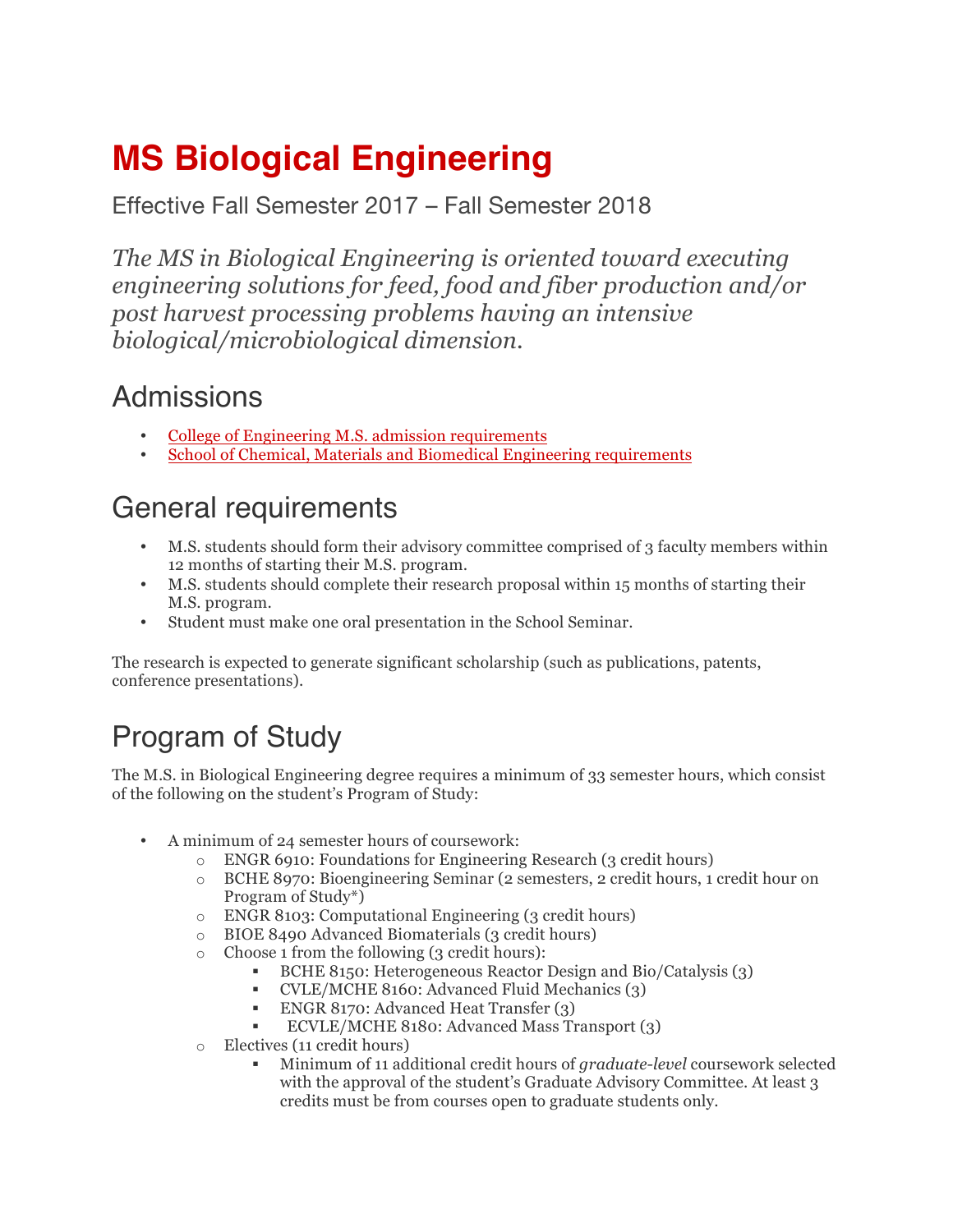# MS Biological Engineering

Effective Fall Semester 2017 – Fall Semester 2018

*The MS in Biological Engineering is oriented toward executing engineering solutions for feed, food and fiber production and/or post harvest processing problems having an intensive biological/microbiological dimension.*

## Admissions

- College of Engineering M.S. admission requirements
- School of Chemical, Materials and Biomedical Engineering requirements

## General requirements

- M.S. students should form their advisory committee comprised of 3 faculty members within 12 months of starting their M.S. program.
- M.S. students should complete their research proposal within 15 months of starting their M.S. program.
- Student must make one oral presentation in the School Seminar.

The research is expected to generate significant scholarship (such as publications, patents, conference presentations).

## Program of Study

The M.S. in Biological Engineering degree requires a minimum of 33 semester hours, which consist of the following on the student's Program of Study:

- A minimum of 24 semester hours of coursework:
  - ENGR 6910: Foundations for Engineering Research (3 credit hours)
  - BCHE 8970: Bioengineering Seminar (2 semesters, 2 credit hours, 1 credit hour on Program of Study*)
  - ENGR 8103: Computational Engineering (3 credit hours)
  - BIOE 8490 Advanced Biomaterials (3 credit hours)
  - Choose 1 from the following (3 credit hours):
    - BCHE 8150: Heterogeneous Reactor Design and Bio/Catalysis (3)
    - CVLE/MCHE 8160: Advanced Fluid Mechanics (3)
    - ENGR 8170: Advanced Heat Transfer (3)
    - ECVLE/MCHE 8180: Advanced Mass Transport (3)
  - Electives (11 credit hours)
    - Minimum of 11 additional credit hours of *graduate-level* coursework selected with the approval of the student's Graduate Advisory Committee. At least 3 credits must be from courses open to graduate students only.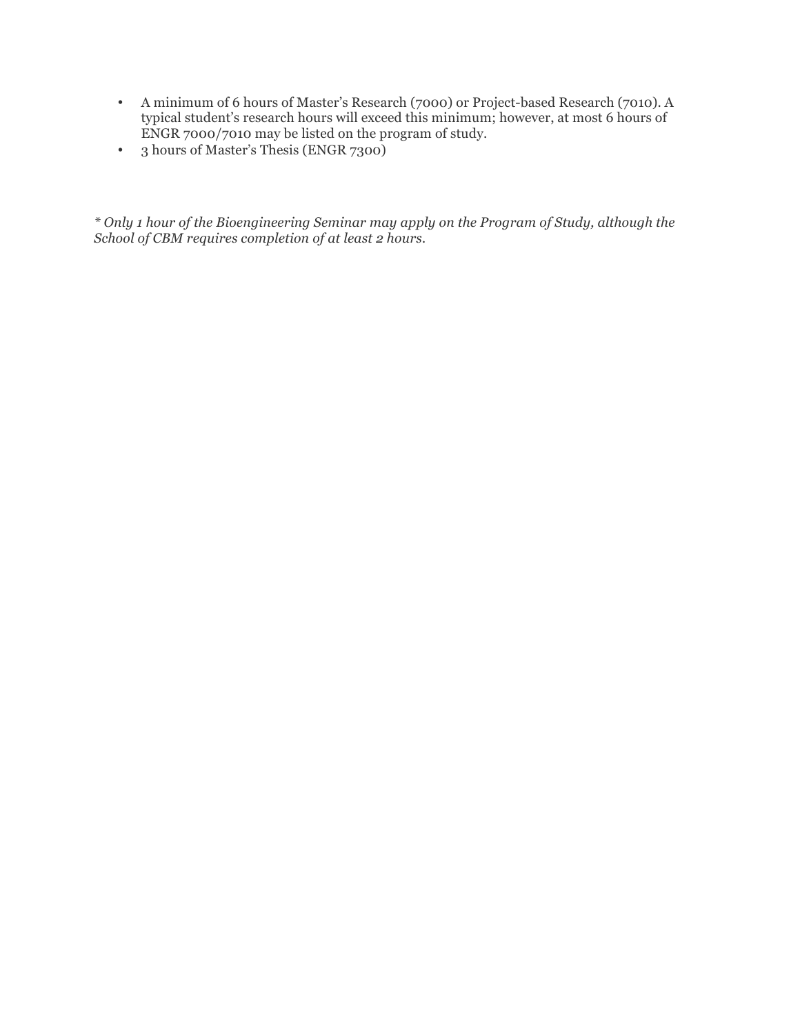- A minimum of 6 hours of Master's Research (7000) or Project-based Research (7010). A typical student's research hours will exceed this minimum; however, at most 6 hours of ENGR 7000/7010 may be listed on the program of study.
- 3 hours of Master's Thesis (ENGR 7300)

*\* Only 1 hour of the Bioengineering Seminar may apply on the Program of Study, although the School of CBM requires completion of at least 2 hours.*